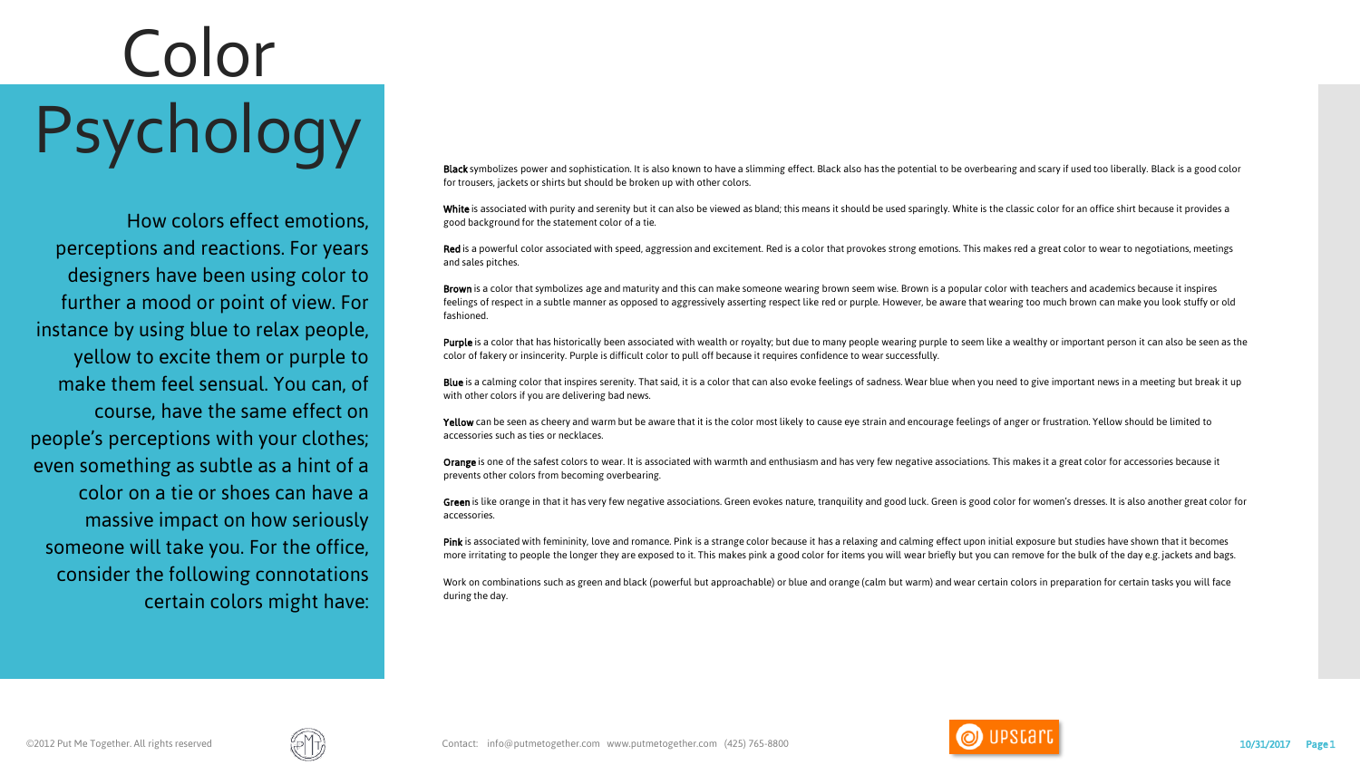# Color Psychology

How colors effect emotions, perceptions and reactions. For years designers have been using color to further a mood or point of view. For instance by using blue to relax people, yellow to excite them or purple to make them feel sensual. You can, of course, have the same effect on people's perceptions with your clothes; even something as subtle as a hint of a color on a tie or shoes can have a massive impact on how seriously someone will take you. For the office, consider the following connotations certain colors might have:

**Black** symbolizes power and sophistication. It is also known to have a slimming effect. Black also has the potential to be overbearing and scary if used too liberally. Black is a good color for trousers, jackets or shirts but should be broken up with other colors.

**White** is associated with purity and serenity but it can also be viewed as bland; this means it should be used sparingly. White is the classic color for an office shirt because it provides a good background for the statement color of a tie.

**Red** is a powerful color associated with speed, aggression and excitement. Red is a color that provokes strong emotions. This makes red a great color to wear to negotiations, meetings and sales pitches.

**Brown** is a color that symbolizes age and maturity and this can make someone wearing brown seem wise. Brown is a popular color with teachers and academics because it inspires feelings of respect in a subtle manner as opposed to aggressively asserting respect like red or purple. However, be aware that wearing too much brown can make you look stuffy or old fashioned.

**Purple** is a color that has historically been associated with wealth or royalty; but due to many people wearing purple to seem like a wealthy or important person it can also be seen as the color of fakery or insincerity. Purple is difficult color to pull off because it requires confidence to wear successfully.

**Blue** is a calming color that inspires serenity. That said, it is a color that can also evoke feelings of sadness. Wear blue when you need to give important news in a meeting but break it up with other colors if you are delivering bad news.

**Yellow** can be seen as cheery and warm but be aware that it is the color most likely to cause eye strain and encourage feelings of anger or frustration. Yellow should be limited to accessories such as ties or necklaces.

**Orange** is one of the safest colors to wear. It is associated with warmth and enthusiasm and has very few negative associations. This makes it a great color for accessories because it prevents other colors from becoming overbearing.

**Green** is like orange in that it has very few negative associations. Green evokes nature, tranquility and good luck. Green is good color for women's dresses. It is also another great color for accessories.

**Pink** is associated with femininity, love and romance. Pink is a strange color because it has a relaxing and calming effect upon initial exposure but studies have shown that it becomes more irritating to people the longer they are exposed to it. This makes pink a good color for items you will wear briefly but you can remove for the bulk of the day e.g. jackets and bags.

Work on combinations such as green and black (powerful but approachable) or blue and orange (calm but warm) and wear certain colors in preparation for certain tasks you will face during the day.

©2012 Put Me Together. All rights reserved

Contact: info@putmetogether.com www.putmetogether.com (425) 765-8800

10/31/2017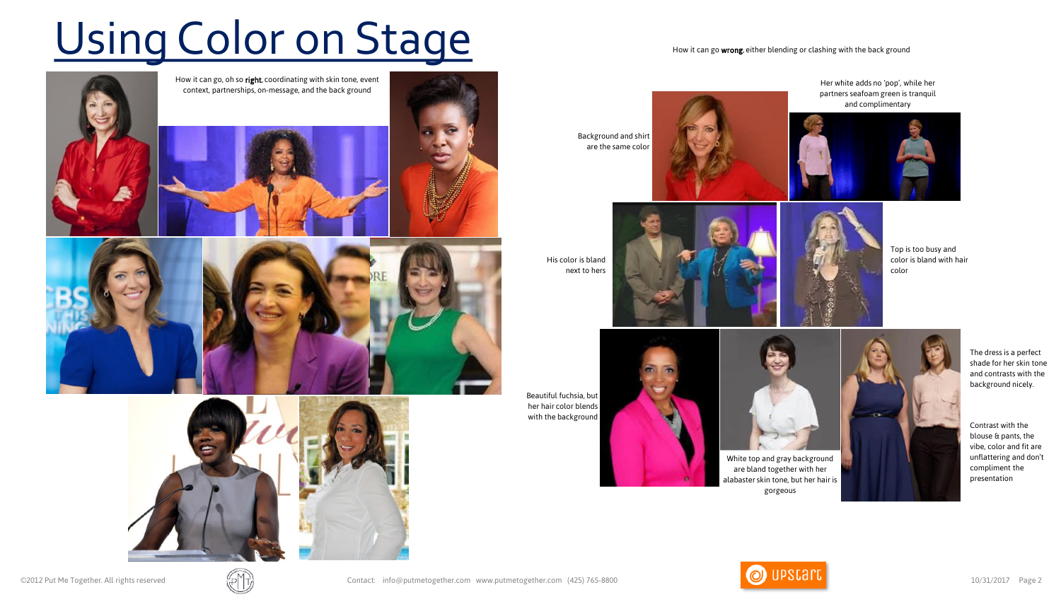# Using Color on Stage

How it can go, oh so **right**, coordinating with skin tone, event context, partnerships, on-message, and the back ground

How it can go **wrong**, either blending or clashing with the back ground

Background and shirt are the same color

Her white adds no 'pop', while her partners seafoam green is tranquil and complimentary

His color is bland next to hers

Top is too busy and color is bland with hair color

Beautiful fuchsia, but her hair color blends with the background

White top and gray background are bland together with her alabaster skin tone, but her hair is gorgeous

The dress is a perfect shade for her skin tone and contrasts with the background nicely.

Contrast with the blouse & pants, the vibe, color and fit are unflattering and don't compliment the presentation

©2012 Put Me Together. All rights reserved

Contact: info@putmetogether.com www.putmetogether.com (425) 765-8800

10/31/2017